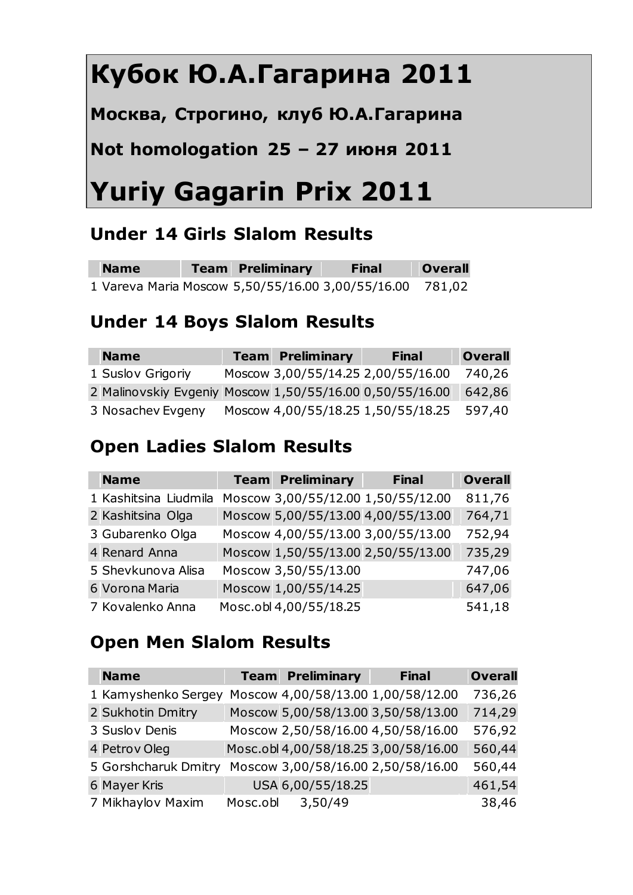# Кубок Ю.А.Гагарина 2011

**Москва, Строгино, клуб Ю.А.Гагарина**

**Not homologation 25 – 27 июня 2011**

# Yuriy Gagarin Prix 2011

## Under 14 Girls Slalom Results

| | Name | Team | Preliminary | Final | Overall |
|---|---|---|---|---|---|
| 1 | Vareva Maria | Moscow | 5,50/55/16.00 | 3,00/55/16.00 | 781,02 |

## Under 14 Boys Slalom Results

| | Name | Team | Preliminary | Final | Overall |
|---|---|---|---|---|---|
| 1 | Suslov Grigoriy | Moscow | 3,00/55/14.25 | 2,00/55/16.00 | 740,26 |
| 2 | Malinovskiy Evgeniy | Moscow | 1,50/55/16.00 | 0,50/55/16.00 | 642,86 |
| 3 | Nosachev Evgeny | Moscow | 4,00/55/18.25 | 1,50/55/18.25 | 597,40 |

## Open Ladies Slalom Results

| | Name | Team | Preliminary | Final | Overall |
|---|---|---|---|---|---|
| 1 | Kashitsina Liudmila | Moscow | 3,00/55/12.00 | 1,50/55/12.00 | 811,76 |
| 2 | Kashitsina Olga | Moscow | 5,00/55/13.00 | 4,00/55/13.00 | 764,71 |
| 3 | Gubarenko Olga | Moscow | 4,00/55/13.00 | 3,00/55/13.00 | 752,94 |
| 4 | Renard Anna | Moscow | 1,50/55/13.00 | 2,50/55/13.00 | 735,29 |
| 5 | Shevkunova Alisa | Moscow | 3,50/55/13.00 | | 747,06 |
| 6 | Vorona Maria | Moscow | 1,00/55/14.25 | | 647,06 |
| 7 | Kovalenko Anna | Mosc.obl | 4,00/55/18.25 | | 541,18 |

## Open Men Slalom Results

| | Name | Team | Preliminary | Final | Overall |
|---|---|---|---|---|---|
| 1 | Kamyshenko Sergey | Moscow | 4,00/58/13.00 | 1,00/58/12.00 | 736,26 |
| 2 | Sukhotin Dmitry | Moscow | 5,00/58/13.00 | 3,50/58/13.00 | 714,29 |
| 3 | Suslov Denis | Moscow | 2,50/58/16.00 | 4,50/58/16.00 | 576,92 |
| 4 | Petrov Oleg | Mosc.obl | 4,00/58/18.25 | 3,00/58/16.00 | 560,44 |
| 5 | Gorshcharuk Dmitry | Moscow | 3,00/58/16.00 | 2,50/58/16.00 | 560,44 |
| 6 | Mayer Kris | USA | 6,00/55/18.25 | | 461,54 |
| 7 | Mikhaylov Maxim | Mosc.obl | 3,50/49 | | 38,46 |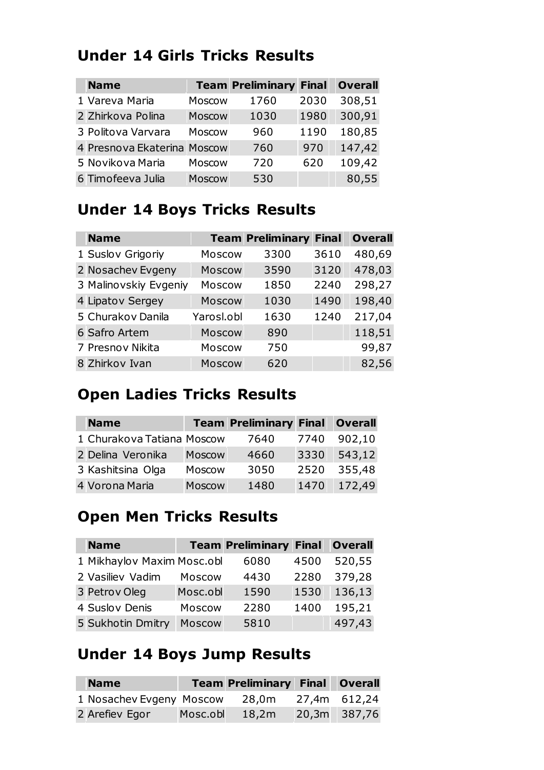## Under 14 Girls Tricks Results

| | Name | Team | Preliminary | Final | Overall |
|---|---|---|---|---|---|
| 1 | Vareva Maria | Moscow | 1760 | 2030 | 308,51 |
| 2 | Zhirkova Polina | Moscow | 1030 | 1980 | 300,91 |
| 3 | Politova Varvara | Moscow | 960 | 1190 | 180,85 |
| 4 | Presnova Ekaterina | Moscow | 760 | 970 | 147,42 |
| 5 | Novikova Maria | Moscow | 720 | 620 | 109,42 |
| 6 | Timofeeva Julia | Moscow | 530 | | 80,55 |

## Under 14 Boys Tricks Results

| | Name | Team | Preliminary | Final | Overall |
|---|---|---|---|---|---|
| 1 | Suslov Grigoriy | Moscow | 3300 | 3610 | 480,69 |
| 2 | Nosachev Evgeny | Moscow | 3590 | 3120 | 478,03 |
| 3 | Malinovskiy Evgeniy | Moscow | 1850 | 2240 | 298,27 |
| 4 | Lipatov Sergey | Moscow | 1030 | 1490 | 198,40 |
| 5 | Churakov Danila | Yarosl.obl | 1630 | 1240 | 217,04 |
| 6 | Safro Artem | Moscow | 890 | | 118,51 |
| 7 | Presnov Nikita | Moscow | 750 | | 99,87 |
| 8 | Zhirkov Ivan | Moscow | 620 | | 82,56 |

## Open Ladies Tricks Results

| | Name | Team | Preliminary | Final | Overall |
|---|---|---|---|---|---|
| 1 | Churakova Tatiana | Moscow | 7640 | 7740 | 902,10 |
| 2 | Delina Veronika | Moscow | 4660 | 3330 | 543,12 |
| 3 | Kashitsina Olga | Moscow | 3050 | 2520 | 355,48 |
| 4 | Vorona Maria | Moscow | 1480 | 1470 | 172,49 |

## Open Men Tricks Results

| | Name | Team | Preliminary | Final | Overall |
|---|---|---|---|---|---|
| 1 | Mikhaylov Maxim | Mosc.obl | 6080 | 4500 | 520,55 |
| 2 | Vasiliev Vadim | Moscow | 4430 | 2280 | 379,28 |
| 3 | Petrov Oleg | Mosc.obl | 1590 | 1530 | 136,13 |
| 4 | Suslov Denis | Moscow | 2280 | 1400 | 195,21 |
| 5 | Sukhotin Dmitry | Moscow | 5810 | | 497,43 |

## Under 14 Boys Jump Results

| | Name | Team | Preliminary | Final | Overall |
|---|---|---|---|---|---|
| 1 | Nosachev Evgeny | Moscow | 28,0m | 27,4m | 612,24 |
| 2 | Arefiev Egor | Mosc.obl | 18,2m | 20,3m | 387,76 |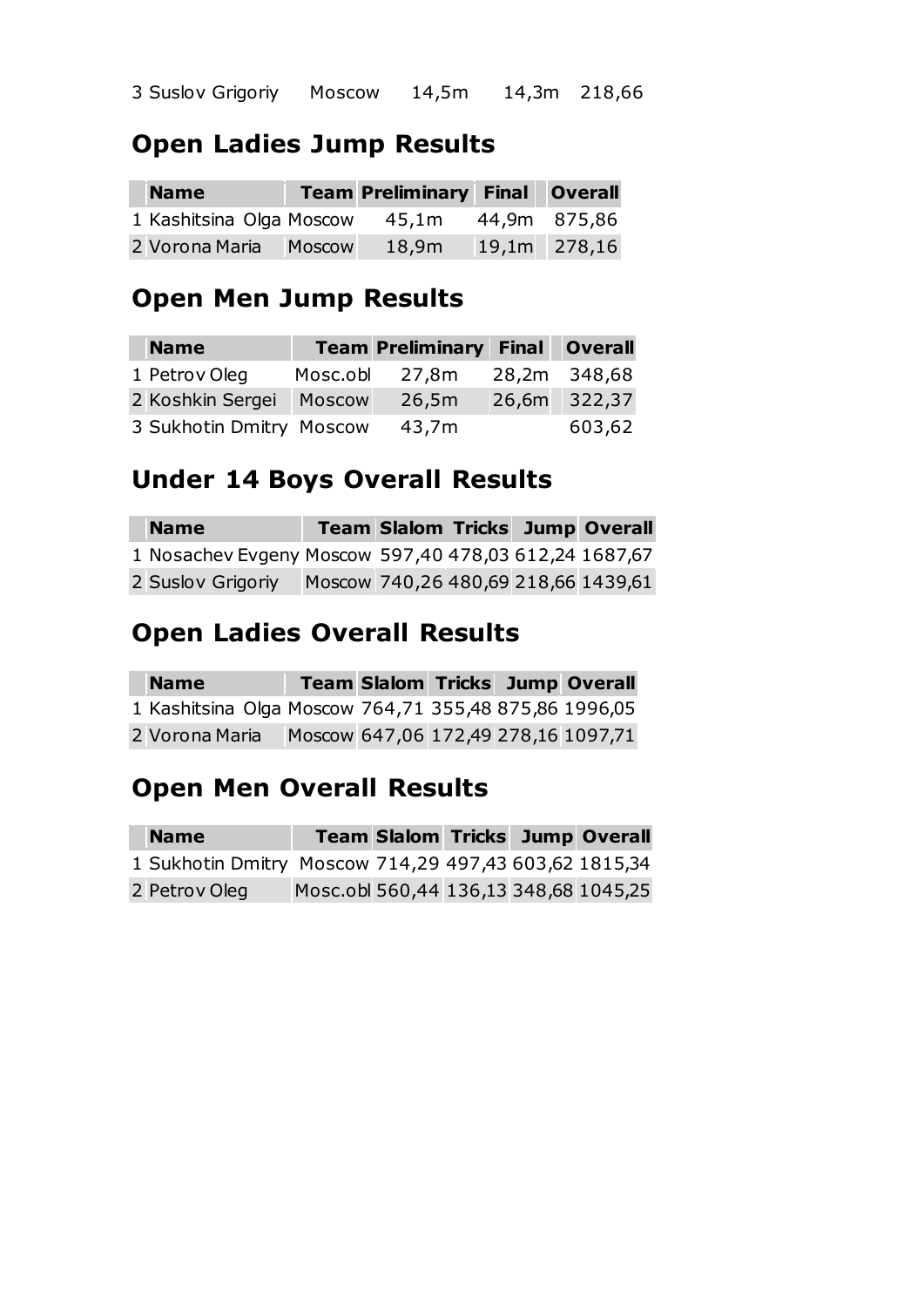| | | | | | |
|---|---|---|---|---|---|
| 3 | Suslov Grigoriy | Moscow | 14,5m | 14,3m | 218,66 |

## Open Ladies Jump Results

| | Name | Team | Preliminary | Final | Overall |
|---|---|---|---|---|---|
| 1 | Kashitsina Olga | Moscow | 45,1m | 44,9m | 875,86 |
| 2 | Vorona Maria | Moscow | 18,9m | 19,1m | 278,16 |

## Open Men Jump Results

| | Name | Team | Preliminary | Final | Overall |
|---|---|---|---|---|---|
| 1 | Petrov Oleg | Mosc.obl | 27,8m | 28,2m | 348,68 |
| 2 | Koshkin Sergei | Moscow | 26,5m | 26,6m | 322,37 |
| 3 | Sukhotin Dmitry | Moscow | 43,7m | | 603,62 |

## Under 14 Boys Overall Results

| | Name | Team | Slalom | Tricks | Jump | Overall |
|---|---|---|---|---|---|---|
| 1 | Nosachev Evgeny | Moscow | 597,40 | 478,03 | 612,24 | 1687,67 |
| 2 | Suslov Grigoriy | Moscow | 740,26 | 480,69 | 218,66 | 1439,61 |

## Open Ladies Overall Results

| | Name | Team | Slalom | Tricks | Jump | Overall |
|---|---|---|---|---|---|---|
| 1 | Kashitsina Olga | Moscow | 764,71 | 355,48 | 875,86 | 1996,05 |
| 2 | Vorona Maria | Moscow | 647,06 | 172,49 | 278,16 | 1097,71 |

## Open Men Overall Results

| | Name | Team | Slalom | Tricks | Jump | Overall |
|---|---|---|---|---|---|---|
| 1 | Sukhotin Dmitry | Moscow | 714,29 | 497,43 | 603,62 | 1815,34 |
| 2 | Petrov Oleg | Mosc.obl | 560,44 | 136,13 | 348,68 | 1045,25 |